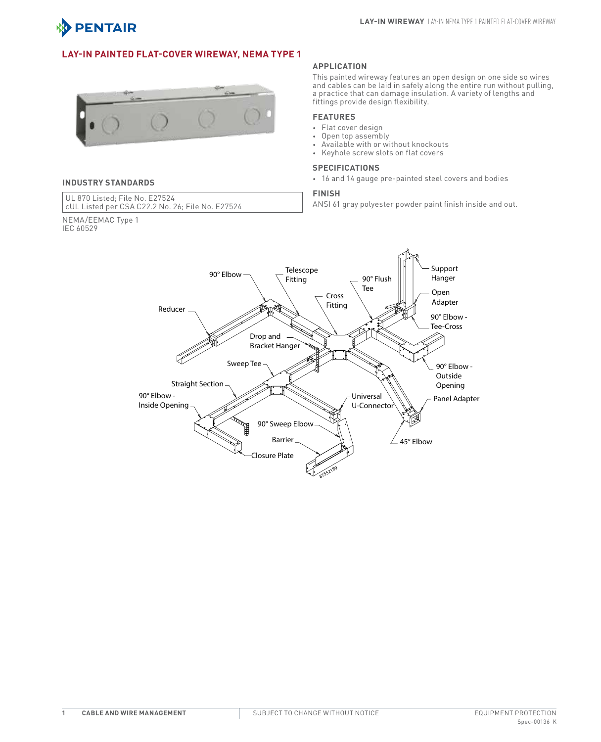# LAY-IN PAINTED FLAT-COVER WIREWAY, NEMA TYPE 1

## APPLICATION

This painted wireway features an open design on one side so wires and cables can be laid in safely along the entire run without pulling, a practice that can damage insulation. A variety of lengths and fittings provide design flexibility.

## FEATURES

- Flat cover design
- Open top assembly
- Available with or without knockouts
- Keyhole screw slots on flat covers

## SPECIFICATIONS

- 16 and 14 gauge pre-painted steel covers and bodies

## FINISH

ANSI 61 gray polyester powder paint finish inside and out.

## INDUSTRY STANDARDS

UL 870 Listed; File No. E27524
cUL Listed per CSA C22.2 No. 26; File No. E27524

NEMA/EEMAC Type 1
IEC 60529

90° Elbow
Telescope Fitting
90° Flush Tee
Support Hanger
Open Adapter
Cross Fitting
Reducer
90° Elbow - Tee-Cross
Drop and Bracket Hanger
Sweep Tee
90° Elbow - Outside Opening
Straight Section
90° Elbow - Inside Opening
Universal U-Connector
Panel Adapter
90° Sweep Elbow
Barrier
45° Elbow
Closure Plate
87552189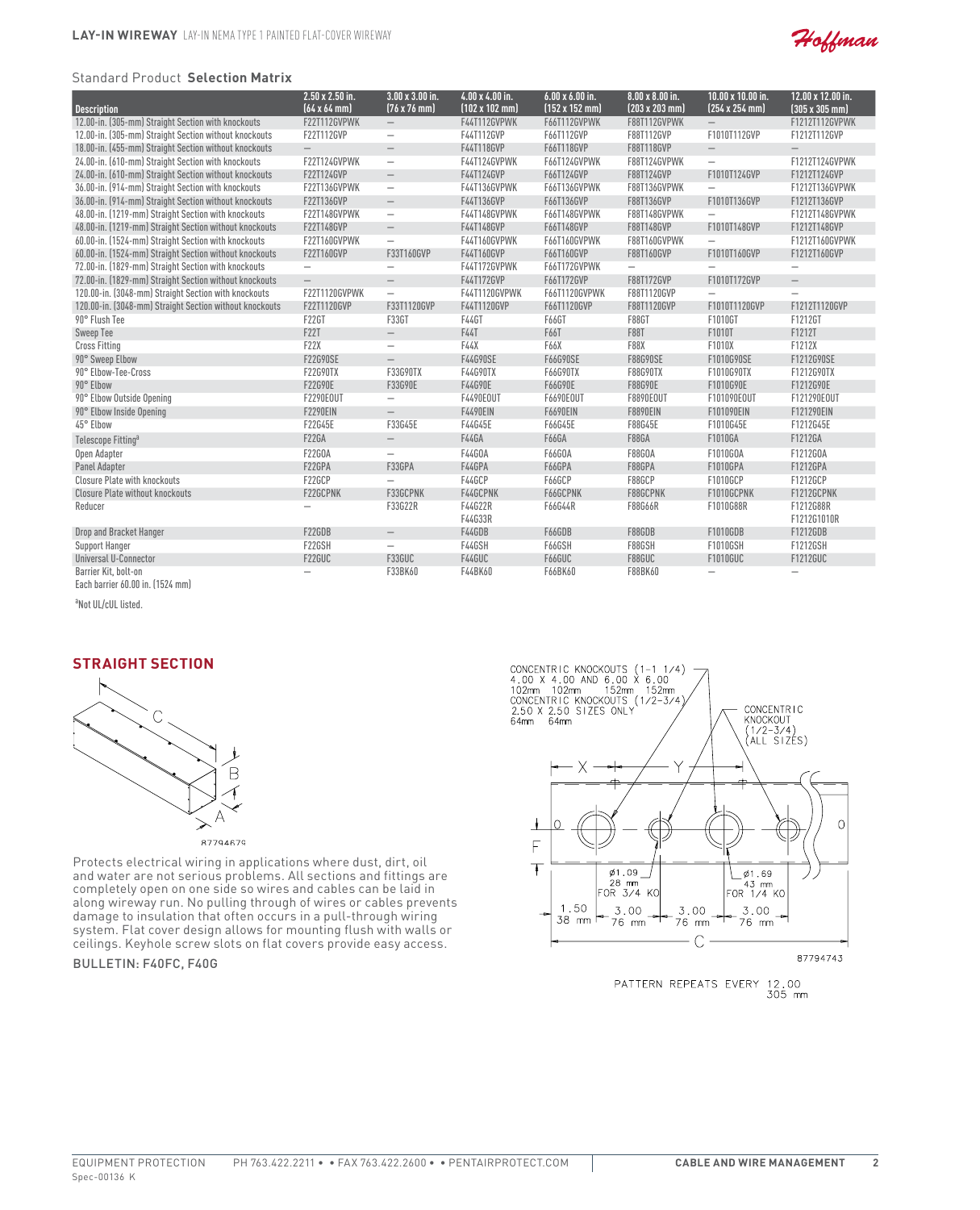**LAY-IN WIREWAY** LAY-IN NEMA TYPE 1 PAINTED FLAT-COVER WIREWAY

Standard Product **Selection Matrix**

| Description | 2.50 x 2.50 in. (64 x 64 mm) | 3.00 x 3.00 in. (76 x 76 mm) | 4.00 x 4.00 in. (102 x 102 mm) | 6.00 x 6.00 in. (152 x 152 mm) | 8.00 x 8.00 in. (203 x 203 mm) | 10.00 x 10.00 in. (254 x 254 mm) | 12.00 x 12.00 in. (305 x 305 mm) |
|---|---|---|---|---|---|---|---|
| 12.00-in. (305-mm) Straight Section with knockouts | F22T112GVPWK | – | F44T112GVPWK | F66T112GVPWK | F88T112GVPWK | – | F1212T112GVPWK |
| 12.00-in. (305-mm) Straight Section without knockouts | F22T112GVP | – | F44T112GVP | F66T112GVP | F88T112GVP | F1010T112GVP | F1212T112GVP |
| 18.00-in. (455-mm) Straight Section without knockouts | – | – | F44T118GVP | F66T118GVP | F88T118GVP | – | – |
| 24.00-in. (610-mm) Straight Section with knockouts | F22T124GVPWK | – | F44T124GVPWK | F66T124GVPWK | F88T124GVPWK | – | F1212T124GVPWK |
| 24.00-in. (610-mm) Straight Section without knockouts | F22T124GVP | – | F44T124GVP | F66T124GVP | F88T124GVP | F1010T124GVP | F1212T124GVP |
| 36.00-in. (914-mm) Straight Section with knockouts | F22T136GVPWK | – | F44T136GVPWK | F66T136GVPWK | F88T136GVPWK | – | F1212T136GVPWK |
| 36.00-in. (914-mm) Straight Section without knockouts | F22T136GVP | – | F44T136GVP | F66T136GVP | F88T136GVP | F1010T136GVP | F1212T136GVP |
| 48.00-in. (1219-mm) Straight Section with knockouts | F22T148GVPWK | – | F44T148GVPWK | F66T148GVPWK | F88T148GVPWK | – | F1212T148GVPWK |
| 48.00-in. (1219-mm) Straight Section without knockouts | F22T148GVP | – | F44T148GVP | F66T148GVP | F88T148GVP | F1010T148GVP | F1212T148GVP |
| 60.00-in. (1524-mm) Straight Section with knockouts | F22T160GVPWK | – | F44T160GVPWK | F66T160GVPWK | F88T160GVPWK | – | F1212T160GVPWK |
| 60.00-in. (1524-mm) Straight Section without knockouts | F22T160GVP | F33T160GVP | F44T160GVP | F66T160GVP | F88T160GVP | F1010T160GVP | F1212T160GVP |
| 72.00-in. (1829-mm) Straight Section with knockouts | – | – | F44T172GVPWK | F66T172GVPWK | – | – | – |
| 72.00-in. (1829-mm) Straight Section without knockouts | – | – | F44T172GVP | F66T172GVP | F88T172GVP | F1010T172GVP | – |
| 120.00-in. (3048-mm) Straight Section with knockouts | F22T1120GVPWK | – | F44T1120GVPWK | F66T1120GVPWK | F88T1120GVP | – | – |
| 120.00-in. (3048-mm) Straight Section without knockouts | F22T1120GVP | F33T1120GVP | F44T1120GVP | F66T1120GVP | F88T1120GVP | F1010T1120GVP | F1212T1120GVP |
| 90° Flush Tee | F22GT | F33GT | F44GT | F66GT | F88GT | F1010GT | F1212GT |
| Sweep Tee | F22T | – | F44T | F66T | F88T | F1010T | F1212T |
| Cross Fitting | F22X | – | F44X | F66X | F88X | F1010X | F1212X |
| 90° Sweep Elbow | F22G90SE | – | F44G90SE | F66G90SE | F88G90SE | F1010G90SE | F1212G90SE |
| 90° Elbow-Tee-Cross | F22G90TX | F33G90TX | F44G90TX | F66G90TX | F88G90TX | F1010G90TX | F1212G90TX |
| 90° Elbow | F22G90E | F33G90E | F44G90E | F66G90E | F88G90E | F1010G90E | F1212G90E |
| 90° Elbow Outside Opening | F2290EOUT | – | F4490EOUT | F6690EOUT | F8890EOUT | F101090EOUT | F121290EOUT |
| 90° Elbow Inside Opening | F2290EIN | – | F4490EIN | F6690EIN | F8890EIN | F101090EIN | F121290EIN |
| 45° Elbow | F22G45E | F33G45E | F44G45E | F66G45E | F88G45E | F1010G45E | F1212G45E |
| Telescope Fitting[a] | F22GA | – | F44GA | F66GA | F88GA | F1010GA | F1212GA |
| Open Adapter | F22GOA | – | F44GOA | F66GOA | F88GOA | F1010GOA | F1212GOA |
| Panel Adapter | F22GPA | F33GPA | F44GPA | F66GPA | F88GPA | F1010GPA | F1212GPA |
| Closure Plate with knockouts | F22GCP | – | F44GCP | F66GCP | F88GCP | F1010GCP | F1212GCP |
| Closure Plate without knockouts | F22GCPNK | F33GCPNK | F44GCPNK | F66GCPNK | F88GCPNK | F1010GCPNK | F1212GCPNK |
| Reducer | – | F33G22R | F44G22R F44G33R | F66G44R | F88G66R | F1010G88R | F1212G88R F1212G1010R |
| Drop and Bracket Hanger | F22GDB | – | F44GDB | F66GDB | F88GDB | F1010GDB | F1212GDB |
| Support Hanger | F22GSH | – | F44GSH | F66GSH | F88GSH | F1010GSH | F1212GSH |
| Universal U-Connector | F22GUC | F33GUC | F44GUC | F66GUC | F88GUC | F1010GUC | F1212GUC |
| Barrier Kit, bolt-on Each barrier 60.00 in. (1524 mm) | – | F33BK60 | F44BK60 | F66BK60 | F88BK60 | – | – |

[a]Not UL/cUL listed.

## STRAIGHT SECTION

87794679

Protects electrical wiring in applications where dust, dirt, oil and water are not serious problems. All sections and fittings are completely open on one side so wires and cables can be laid in along wireway run. No pulling through of wires or cables prevents damage to insulation that often occurs in a pull-through wiring system. Flat cover design allows for mounting flush with walls or ceilings. Keyhole screw slots on flat covers provide easy access.

BULLETIN: F40FC, F40G

CONCENTRIC KNOCKOUTS (1-1 1/4) 4.00 X 4.00 AND 6.00 X 6.00 102mm 102mm 152mm 152mm
CONCENTRIC KNOCKOUTS (1/2-3/4) 2.50 X 2.50 SIZES ONLY 64mm 64mm
CONCENTRIC KNOCKOUT (1/2-3/4) (ALL SIZES)
ø1.09 28 mm FOR 3/4 KO
ø1.69 43 mm FOR 1/4 KO
1.50 38 mm; 3.00 76 mm; 3.00 76 mm; 3.00 76 mm

87794743

PATTERN REPEATS EVERY 12.00 305 mm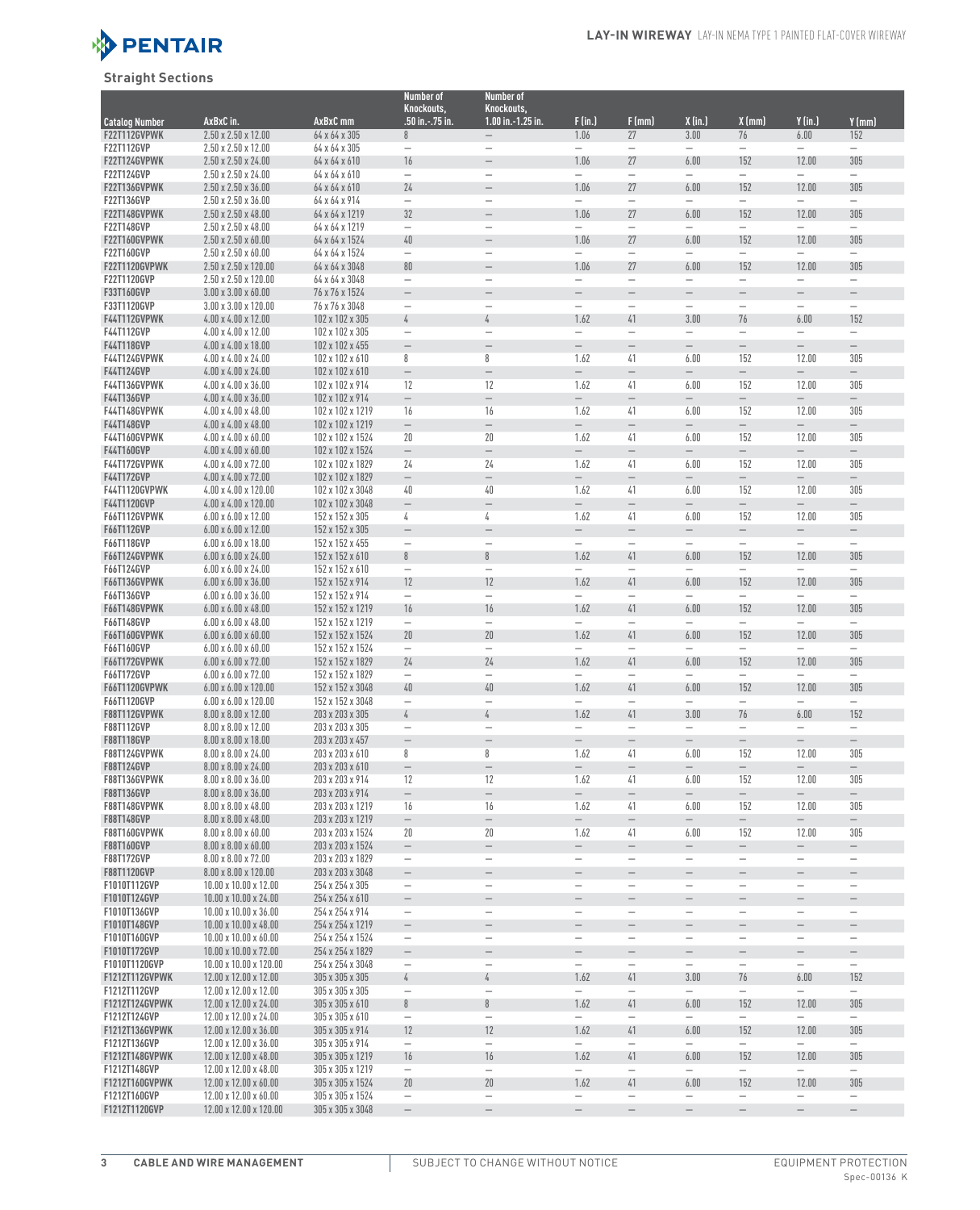## Straight Sections

| Catalog Number | AxBxC in. | AxBxC mm | Number of Knockouts, .50 in.-.75 in. | Number of Knockouts, 1.00 in.-1.25 in. | F (in.) | F (mm) | X (in.) | X (mm) | Y (in.) | Y (mm) |
|---|---|---|---|---|---|---|---|---|---|---|
| F22T112GVPWK | 2.50 x 2.50 x 12.00 | 64 x 64 x 305 | 8 | — | 1.06 | 27 | 3.00 | 76 | 6.00 | 152 |
| F22T112GVP | 2.50 x 2.50 x 12.00 | 64 x 64 x 305 | — | — | — | — | — | — | — | — |
| F22T124GVPWK | 2.50 x 2.50 x 24.00 | 64 x 64 x 610 | 16 | — | 1.06 | 27 | 6.00 | 152 | 12.00 | 305 |
| F22T124GVP | 2.50 x 2.50 x 24.00 | 64 x 64 x 610 | — | — | — | — | — | — | — | — |
| F22T136GVPWK | 2.50 x 2.50 x 36.00 | 64 x 64 x 610 | 24 | — | 1.06 | 27 | 6.00 | 152 | 12.00 | 305 |
| F22T136GVP | 2.50 x 2.50 x 36.00 | 64 x 64 x 914 | — | — | — | — | — | — | — | — |
| F22T148GVPWK | 2.50 x 2.50 x 48.00 | 64 x 64 x 1219 | 32 | — | 1.06 | 27 | 6.00 | 152 | 12.00 | 305 |
| F22T148GVP | 2.50 x 2.50 x 48.00 | 64 x 64 x 1219 | — | — | — | — | — | — | — | — |
| F22T160GVPWK | 2.50 x 2.50 x 60.00 | 64 x 64 x 1524 | 40 | — | 1.06 | 27 | 6.00 | 152 | 12.00 | 305 |
| F22T160GVP | 2.50 x 2.50 x 60.00 | 64 x 64 x 1524 | — | — | — | — | — | — | — | — |
| F22T1120GVPWK | 2.50 x 2.50 x 120.00 | 64 x 64 x 3048 | 80 | — | 1.06 | 27 | 6.00 | 152 | 12.00 | 305 |
| F22T1120GVP | 2.50 x 2.50 x 120.00 | 64 x 64 x 3048 | — | — | — | — | — | — | — | — |
| F33T160GVP | 3.00 x 3.00 x 60.00 | 76 x 76 x 1524 | — | — | — | — | — | — | — | — |
| F33T1120GVP | 3.00 x 3.00 x 120.00 | 76 x 76 x 3048 | — | — | — | — | — | — | — | — |
| F44T112GVPWK | 4.00 x 4.00 x 12.00 | 102 x 102 x 305 | 4 | 4 | 1.62 | 41 | 3.00 | 76 | 6.00 | 152 |
| F44T112GVP | 4.00 x 4.00 x 12.00 | 102 x 102 x 305 | — | — | — | — | — | — | — | — |
| F44T118GVP | 4.00 x 4.00 x 18.00 | 102 x 102 x 455 | — | — | — | — | — | — | — | — |
| F44T124GVPWK | 4.00 x 4.00 x 24.00 | 102 x 102 x 610 | 8 | 8 | 1.62 | 41 | 6.00 | 152 | 12.00 | 305 |
| F44T124GVP | 4.00 x 4.00 x 24.00 | 102 x 102 x 610 | — | — | — | — | — | — | — | — |
| F44T136GVPWK | 4.00 x 4.00 x 36.00 | 102 x 102 x 914 | 12 | 12 | 1.62 | 41 | 6.00 | 152 | 12.00 | 305 |
| F44T136GVP | 4.00 x 4.00 x 36.00 | 102 x 102 x 914 | — | — | — | — | — | — | — | — |
| F44T148GVPWK | 4.00 x 4.00 x 48.00 | 102 x 102 x 1219 | 16 | 16 | 1.62 | 41 | 6.00 | 152 | 12.00 | 305 |
| F44T148GVP | 4.00 x 4.00 x 48.00 | 102 x 102 x 1219 | — | — | — | — | — | — | — | — |
| F44T160GVPWK | 4.00 x 4.00 x 60.00 | 102 x 102 x 1524 | 20 | 20 | 1.62 | 41 | 6.00 | 152 | 12.00 | 305 |
| F44T160GVP | 4.00 x 4.00 x 60.00 | 102 x 102 x 1524 | — | — | — | — | — | — | — | — |
| F44T172GVPWK | 4.00 x 4.00 x 72.00 | 102 x 102 x 1829 | 24 | 24 | 1.62 | 41 | 6.00 | 152 | 12.00 | 305 |
| F44T172GVP | 4.00 x 4.00 x 72.00 | 102 x 102 x 1829 | — | — | — | — | — | — | — | — |
| F44T1120GVPWK | 4.00 x 4.00 x 120.00 | 102 x 102 x 3048 | 40 | 40 | 1.62 | 41 | 6.00 | 152 | 12.00 | 305 |
| F44T1120GVP | 4.00 x 4.00 x 120.00 | 102 x 102 x 3048 | — | — | — | — | — | — | — | — |
| F66T112GVPWK | 6.00 x 6.00 x 12.00 | 152 x 152 x 305 | 4 | 4 | 1.62 | 41 | 6.00 | 152 | 12.00 | 305 |
| F66T112GVP | 6.00 x 6.00 x 12.00 | 152 x 152 x 305 | — | — | — | — | — | — | — | — |
| F66T118GVP | 6.00 x 6.00 x 18.00 | 152 x 152 x 455 | — | — | — | — | — | — | — | — |
| F66T124GVPWK | 6.00 x 6.00 x 24.00 | 152 x 152 x 610 | 8 | 8 | 1.62 | 41 | 6.00 | 152 | 12.00 | 305 |
| F66T124GVP | 6.00 x 6.00 x 24.00 | 152 x 152 x 610 | — | — | — | — | — | — | — | — |
| F66T136GVPWK | 6.00 x 6.00 x 36.00 | 152 x 152 x 914 | 12 | 12 | 1.62 | 41 | 6.00 | 152 | 12.00 | 305 |
| F66T136GVP | 6.00 x 6.00 x 36.00 | 152 x 152 x 914 | — | — | — | — | — | — | — | — |
| F66T148GVPWK | 6.00 x 6.00 x 48.00 | 152 x 152 x 1219 | 16 | 16 | 1.62 | 41 | 6.00 | 152 | 12.00 | 305 |
| F66T148GVP | 6.00 x 6.00 x 48.00 | 152 x 152 x 1219 | — | — | — | — | — | — | — | — |
| F66T160GVPWK | 6.00 x 6.00 x 60.00 | 152 x 152 x 1524 | 20 | 20 | 1.62 | 41 | 6.00 | 152 | 12.00 | 305 |
| F66T160GVP | 6.00 x 6.00 x 60.00 | 152 x 152 x 1524 | — | — | — | — | — | — | — | — |
| F66T172GVPWK | 6.00 x 6.00 x 72.00 | 152 x 152 x 1829 | 24 | 24 | 1.62 | 41 | 6.00 | 152 | 12.00 | 305 |
| F66T172GVP | 6.00 x 6.00 x 72.00 | 152 x 152 x 1829 | — | — | — | — | — | — | — | — |
| F66T1120GVPWK | 6.00 x 6.00 x 120.00 | 152 x 152 x 3048 | 40 | 40 | 1.62 | 41 | 6.00 | 152 | 12.00 | 305 |
| F66T1120GVP | 6.00 x 6.00 x 120.00 | 152 x 152 x 3048 | — | — | — | — | — | — | — | — |
| F88T112GVPWK | 8.00 x 8.00 x 12.00 | 203 x 203 x 305 | 4 | 4 | 1.62 | 41 | 3.00 | 76 | 6.00 | 152 |
| F88T112GVP | 8.00 x 8.00 x 12.00 | 203 x 203 x 305 | — | — | — | — | — | — | — | — |
| F88T118GVP | 8.00 x 8.00 x 18.00 | 203 x 203 x 457 | — | — | — | — | — | — | — | — |
| F88T124GVPWK | 8.00 x 8.00 x 24.00 | 203 x 203 x 610 | 8 | 8 | 1.62 | 41 | 6.00 | 152 | 12.00 | 305 |
| F88T124GVP | 8.00 x 8.00 x 24.00 | 203 x 203 x 610 | — | — | — | — | — | — | — | — |
| F88T136GVPWK | 8.00 x 8.00 x 36.00 | 203 x 203 x 914 | 12 | 12 | 1.62 | 41 | 6.00 | 152 | 12.00 | 305 |
| F88T136GVP | 8.00 x 8.00 x 36.00 | 203 x 203 x 914 | — | — | — | — | — | — | — | — |
| F88T148GVPWK | 8.00 x 8.00 x 48.00 | 203 x 203 x 1219 | 16 | 16 | 1.62 | 41 | 6.00 | 152 | 12.00 | 305 |
| F88T148GVP | 8.00 x 8.00 x 48.00 | 203 x 203 x 1219 | — | — | — | — | — | — | — | — |
| F88T160GVPWK | 8.00 x 8.00 x 60.00 | 203 x 203 x 1524 | 20 | 20 | 1.62 | 41 | 6.00 | 152 | 12.00 | 305 |
| F88T160GVP | 8.00 x 8.00 x 60.00 | 203 x 203 x 1524 | — | — | — | — | — | — | — | — |
| F88T172GVP | 8.00 x 8.00 x 72.00 | 203 x 203 x 1829 | — | — | — | — | — | — | — | — |
| F88T1120GVP | 8.00 x 8.00 x 120.00 | 203 x 203 x 3048 | — | — | — | — | — | — | — | — |
| F1010T112GVP | 10.00 x 10.00 x 12.00 | 254 x 254 x 305 | — | — | — | — | — | — | — | — |
| F1010T124GVP | 10.00 x 10.00 x 24.00 | 254 x 254 x 610 | — | — | — | — | — | — | — | — |
| F1010T136GVP | 10.00 x 10.00 x 36.00 | 254 x 254 x 914 | — | — | — | — | — | — | — | — |
| F1010T148GVP | 10.00 x 10.00 x 48.00 | 254 x 254 x 1219 | — | — | — | — | — | — | — | — |
| F1010T160GVP | 10.00 x 10.00 x 60.00 | 254 x 254 x 1524 | — | — | — | — | — | — | — | — |
| F1010T172GVP | 10.00 x 10.00 x 72.00 | 254 x 254 x 1829 | — | — | — | — | — | — | — | — |
| F1010T1120GVP | 10.00 x 10.00 x 120.00 | 254 x 254 x 3048 | — | — | — | — | — | — | — | — |
| F1212T112GVPWK | 12.00 x 12.00 x 12.00 | 305 x 305 x 305 | 4 | 4 | 1.62 | 41 | 3.00 | 76 | 6.00 | 152 |
| F1212T112GVP | 12.00 x 12.00 x 12.00 | 305 x 305 x 305 | — | — | — | — | — | — | — | — |
| F1212T124GVPWK | 12.00 x 12.00 x 24.00 | 305 x 305 x 610 | 8 | 8 | 1.62 | 41 | 6.00 | 152 | 12.00 | 305 |
| F1212T124GVP | 12.00 x 12.00 x 24.00 | 305 x 305 x 610 | — | — | — | — | — | — | — | — |
| F1212T136GVPWK | 12.00 x 12.00 x 36.00 | 305 x 305 x 914 | 12 | 12 | 1.62 | 41 | 6.00 | 152 | 12.00 | 305 |
| F1212T136GVP | 12.00 x 12.00 x 36.00 | 305 x 305 x 914 | — | — | — | — | — | — | — | — |
| F1212T148GVPWK | 12.00 x 12.00 x 48.00 | 305 x 305 x 1219 | 16 | 16 | 1.62 | 41 | 6.00 | 152 | 12.00 | 305 |
| F1212T148GVP | 12.00 x 12.00 x 48.00 | 305 x 305 x 1219 | — | — | — | — | — | — | — | — |
| F1212T160GVPWK | 12.00 x 12.00 x 60.00 | 305 x 305 x 1524 | 20 | 20 | 1.62 | 41 | 6.00 | 152 | 12.00 | 305 |
| F1212T160GVP | 12.00 x 12.00 x 60.00 | 305 x 305 x 1524 | — | — | — | — | — | — | — | — |
| F1212T1120GVP | 12.00 x 12.00 x 120.00 | 305 x 305 x 3048 | — | — | — | — | — | — | — | — |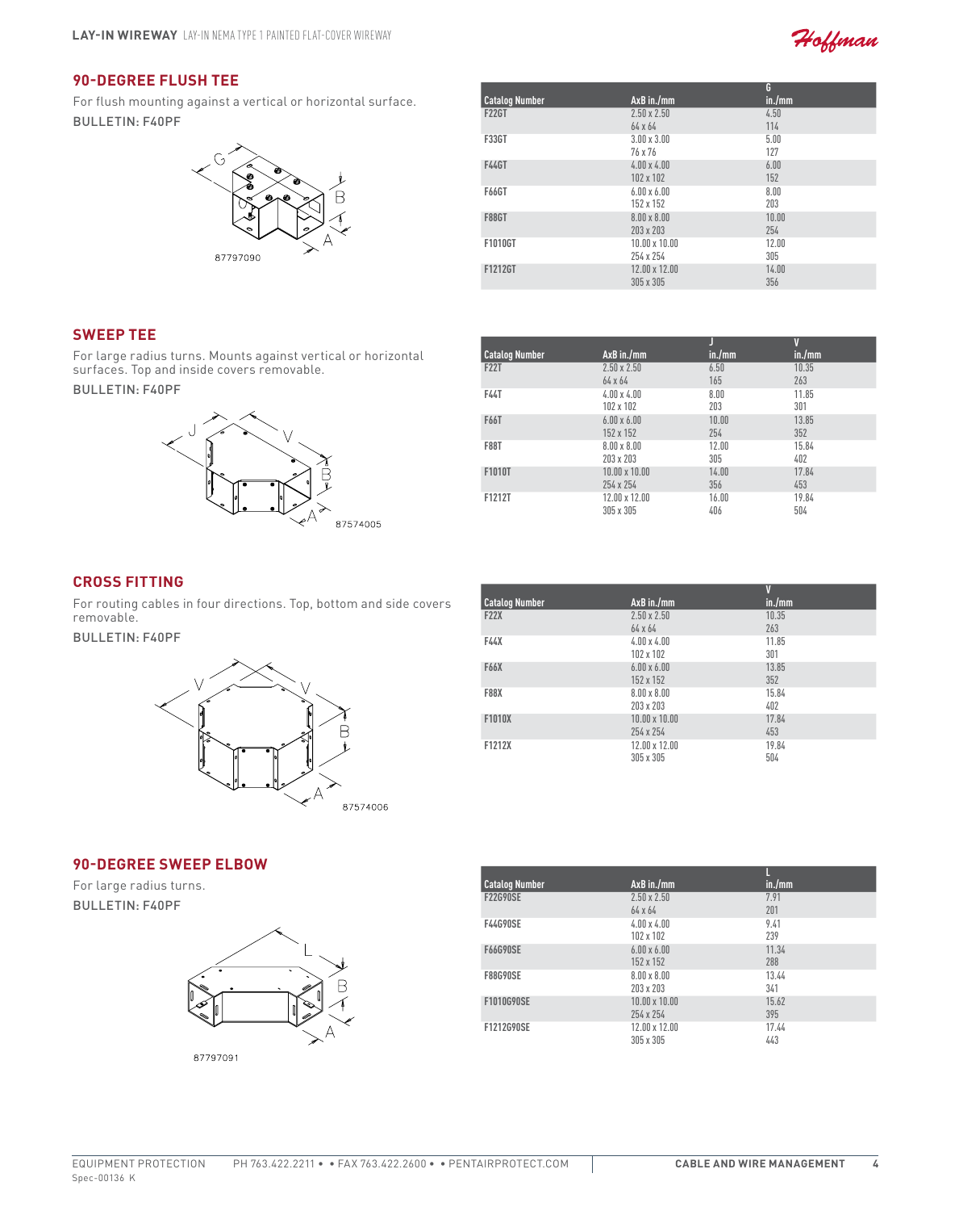## 90-DEGREE FLUSH TEE

For flush mounting against a vertical or horizontal surface.

BULLETIN: F40PF

87797090

| Catalog Number | AxB in./mm | G in./mm |
|---|---|---|
| F22GT | 2.50 x 2.50<br>64 x 64 | 4.50<br>114 |
| F33GT | 3.00 x 3.00<br>76 x 76 | 5.00<br>127 |
| F44GT | 4.00 x 4.00<br>102 x 102 | 6.00<br>152 |
| F66GT | 6.00 x 6.00<br>152 x 152 | 8.00<br>203 |
| F88GT | 8.00 x 8.00<br>203 x 203 | 10.00<br>254 |
| F1010GT | 10.00 x 10.00<br>254 x 254 | 12.00<br>305 |
| F1212GT | 12.00 x 12.00<br>305 x 305 | 14.00<br>356 |

## SWEEP TEE

For large radius turns. Mounts against vertical or horizontal surfaces. Top and inside covers removable.

BULLETIN: F40PF

87574005

| Catalog Number | AxB in./mm | J in./mm | V in./mm |
|---|---|---|---|
| F22T | 2.50 x 2.50<br>64 x 64 | 6.50<br>165 | 10.35<br>263 |
| F44T | 4.00 x 4.00<br>102 x 102 | 8.00<br>203 | 11.85<br>301 |
| F66T | 6.00 x 6.00<br>152 x 152 | 10.00<br>254 | 13.85<br>352 |
| F88T | 8.00 x 8.00<br>203 x 203 | 12.00<br>305 | 15.84<br>402 |
| F1010T | 10.00 x 10.00<br>254 x 254 | 14.00<br>356 | 17.84<br>453 |
| F1212T | 12.00 x 12.00<br>305 x 305 | 16.00<br>406 | 19.84<br>504 |

## CROSS FITTING

For routing cables in four directions. Top, bottom and side covers removable.

BULLETIN: F40PF

87574006

| Catalog Number | AxB in./mm | V in./mm |
|---|---|---|
| F22X | 2.50 x 2.50<br>64 x 64 | 10.35<br>263 |
| F44X | 4.00 x 4.00<br>102 x 102 | 11.85<br>301 |
| F66X | 6.00 x 6.00<br>152 x 152 | 13.85<br>352 |
| F88X | 8.00 x 8.00<br>203 x 203 | 15.84<br>402 |
| F1010X | 10.00 x 10.00<br>254 x 254 | 17.84<br>453 |
| F1212X | 12.00 x 12.00<br>305 x 305 | 19.84<br>504 |

## 90-DEGREE SWEEP ELBOW

For large radius turns.

BULLETIN: F40PF

87797091

| Catalog Number | AxB in./mm | L in./mm |
|---|---|---|
| F22G90SE | 2.50 x 2.50<br>64 x 64 | 7.91<br>201 |
| F44G90SE | 4.00 x 4.00<br>102 x 102 | 9.41<br>239 |
| F66G90SE | 6.00 x 6.00<br>152 x 152 | 11.34<br>288 |
| F88G90SE | 8.00 x 8.00<br>203 x 203 | 13.44<br>341 |
| F1010G90SE | 10.00 x 10.00<br>254 x 254 | 15.62<br>395 |
| F1212G90SE | 12.00 x 12.00<br>305 x 305 | 17.44<br>443 |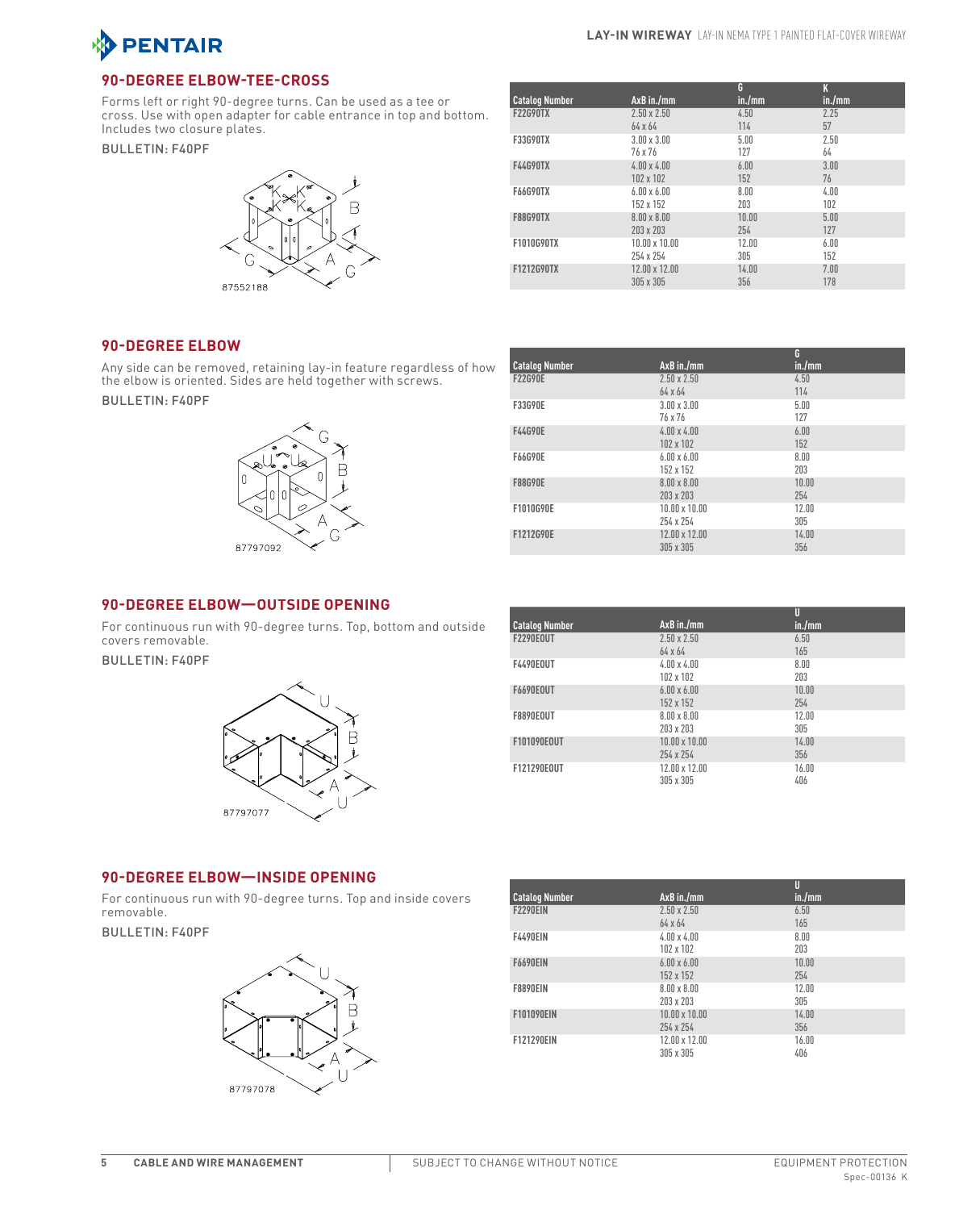## 90-DEGREE ELBOW-TEE-CROSS

Forms left or right 90-degree turns. Can be used as a tee or cross. Use with open adapter for cable entrance in top and bottom. Includes two closure plates.

BULLETIN: F40PF

87552188

| Catalog Number | AxB in./mm | G in./mm | K in./mm |
|---|---|---|---|
| F22G90TX | 2.50 x 2.50<br>64 x 64 | 4.50<br>114 | 2.25<br>57 |
| F33G90TX | 3.00 x 3.00<br>76 x 76 | 5.00<br>127 | 2.50<br>64 |
| F44G90TX | 4.00 x 4.00<br>102 x 102 | 6.00<br>152 | 3.00<br>76 |
| F66G90TX | 6.00 x 6.00<br>152 x 152 | 8.00<br>203 | 4.00<br>102 |
| F88G90TX | 8.00 x 8.00<br>203 x 203 | 10.00<br>254 | 5.00<br>127 |
| F1010G90TX | 10.00 x 10.00<br>254 x 254 | 12.00<br>305 | 6.00<br>152 |
| F1212G90TX | 12.00 x 12.00<br>305 x 305 | 14.00<br>356 | 7.00<br>178 |

## 90-DEGREE ELBOW

Any side can be removed, retaining lay-in feature regardless of how the elbow is oriented. Sides are held together with screws.

BULLETIN: F40PF

87797092

| Catalog Number | AxB in./mm | G in./mm |
|---|---|---|
| F22G90E | 2.50 x 2.50<br>64 x 64 | 4.50<br>114 |
| F33G90E | 3.00 x 3.00<br>76 x 76 | 5.00<br>127 |
| F44G90E | 4.00 x 4.00<br>102 x 102 | 6.00<br>152 |
| F66G90E | 6.00 x 6.00<br>152 x 152 | 8.00<br>203 |
| F88G90E | 8.00 x 8.00<br>203 x 203 | 10.00<br>254 |
| F1010G90E | 10.00 x 10.00<br>254 x 254 | 12.00<br>305 |
| F1212G90E | 12.00 x 12.00<br>305 x 305 | 14.00<br>356 |

## 90-DEGREE ELBOW—OUTSIDE OPENING

For continuous run with 90-degree turns. Top, bottom and outside covers removable.

BULLETIN: F40PF

87797077

| Catalog Number | AxB in./mm | U in./mm |
|---|---|---|
| F2290EOUT | 2.50 x 2.50<br>64 x 64 | 6.50<br>165 |
| F4490EOUT | 4.00 x 4.00<br>102 x 102 | 8.00<br>203 |
| F6690EOUT | 6.00 x 6.00<br>152 x 152 | 10.00<br>254 |
| F8890EOUT | 8.00 x 8.00<br>203 x 203 | 12.00<br>305 |
| F101090EOUT | 10.00 x 10.00<br>254 x 254 | 14.00<br>356 |
| F121290EOUT | 12.00 x 12.00<br>305 x 305 | 16.00<br>406 |

## 90-DEGREE ELBOW—INSIDE OPENING

For continuous run with 90-degree turns. Top and inside covers removable.

BULLETIN: F40PF

87797078

| Catalog Number | AxB in./mm | U in./mm |
|---|---|---|
| F2290EIN | 2.50 x 2.50<br>64 x 64 | 6.50<br>165 |
| F4490EIN | 4.00 x 4.00<br>102 x 102 | 8.00<br>203 |
| F6690EIN | 6.00 x 6.00<br>152 x 152 | 10.00<br>254 |
| F8890EIN | 8.00 x 8.00<br>203 x 203 | 12.00<br>305 |
| F101090EIN | 10.00 x 10.00<br>254 x 254 | 14.00<br>356 |
| F121290EIN | 12.00 x 12.00<br>305 x 305 | 16.00<br>406 |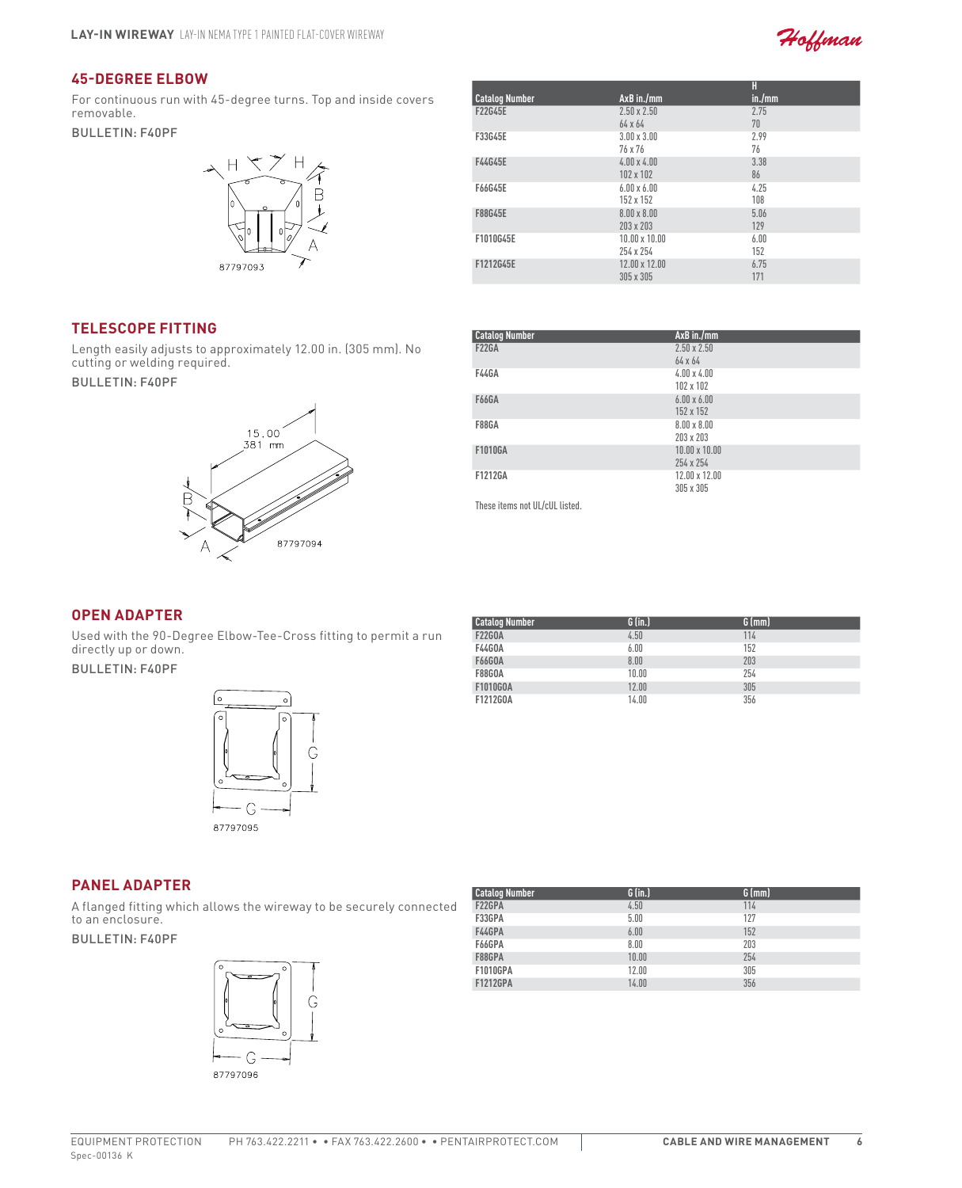## 45-DEGREE ELBOW

For continuous run with 45-degree turns. Top and inside covers removable.

BULLETIN: F40PF

87797093

| Catalog Number | AxB in./mm | H in./mm |
|---|---|---|
| F22G45E | 2.50 x 2.50<br>64 x 64 | 2.75<br>70 |
| F33G45E | 3.00 x 3.00<br>76 x 76 | 2.99<br>76 |
| F44G45E | 4.00 x 4.00<br>102 x 102 | 3.38<br>86 |
| F66G45E | 6.00 x 6.00<br>152 x 152 | 4.25<br>108 |
| F88G45E | 8.00 x 8.00<br>203 x 203 | 5.06<br>129 |
| F1010G45E | 10.00 x 10.00<br>254 x 254 | 6.00<br>152 |
| F1212G45E | 12.00 x 12.00<br>305 x 305 | 6.75<br>171 |

## TELESCOPE FITTING

Length easily adjusts to approximately 12.00 in. (305 mm). No cutting or welding required.

BULLETIN: F40PF

15.00
381 mm

87797094

| Catalog Number | AxB in./mm |
|---|---|
| F22GA | 2.50 x 2.50<br>64 x 64 |
| F44GA | 4.00 x 4.00<br>102 x 102 |
| F66GA | 6.00 x 6.00<br>152 x 152 |
| F88GA | 8.00 x 8.00<br>203 x 203 |
| F1010GA | 10.00 x 10.00<br>254 x 254 |
| F1212GA | 12.00 x 12.00<br>305 x 305 |

These items not UL/cUL listed.

## OPEN ADAPTER

Used with the 90-Degree Elbow-Tee-Cross fitting to permit a run directly up or down.

BULLETIN: F40PF

87797095

| Catalog Number | G (in.) | G (mm) |
|---|---|---|
| F22GOA | 4.50 | 114 |
| F44GOA | 6.00 | 152 |
| F66GOA | 8.00 | 203 |
| F88GOA | 10.00 | 254 |
| F1010GOA | 12.00 | 305 |
| F1212GOA | 14.00 | 356 |

## PANEL ADAPTER

A flanged fitting which allows the wireway to be securely connected to an enclosure.

BULLETIN: F40PF

87797096

| Catalog Number | G (in.) | G (mm) |
|---|---|---|
| F22GPA | 4.50 | 114 |
| F33GPA | 5.00 | 127 |
| F44GPA | 6.00 | 152 |
| F66GPA | 8.00 | 203 |
| F88GPA | 10.00 | 254 |
| F1010GPA | 12.00 | 305 |
| F1212GPA | 14.00 | 356 |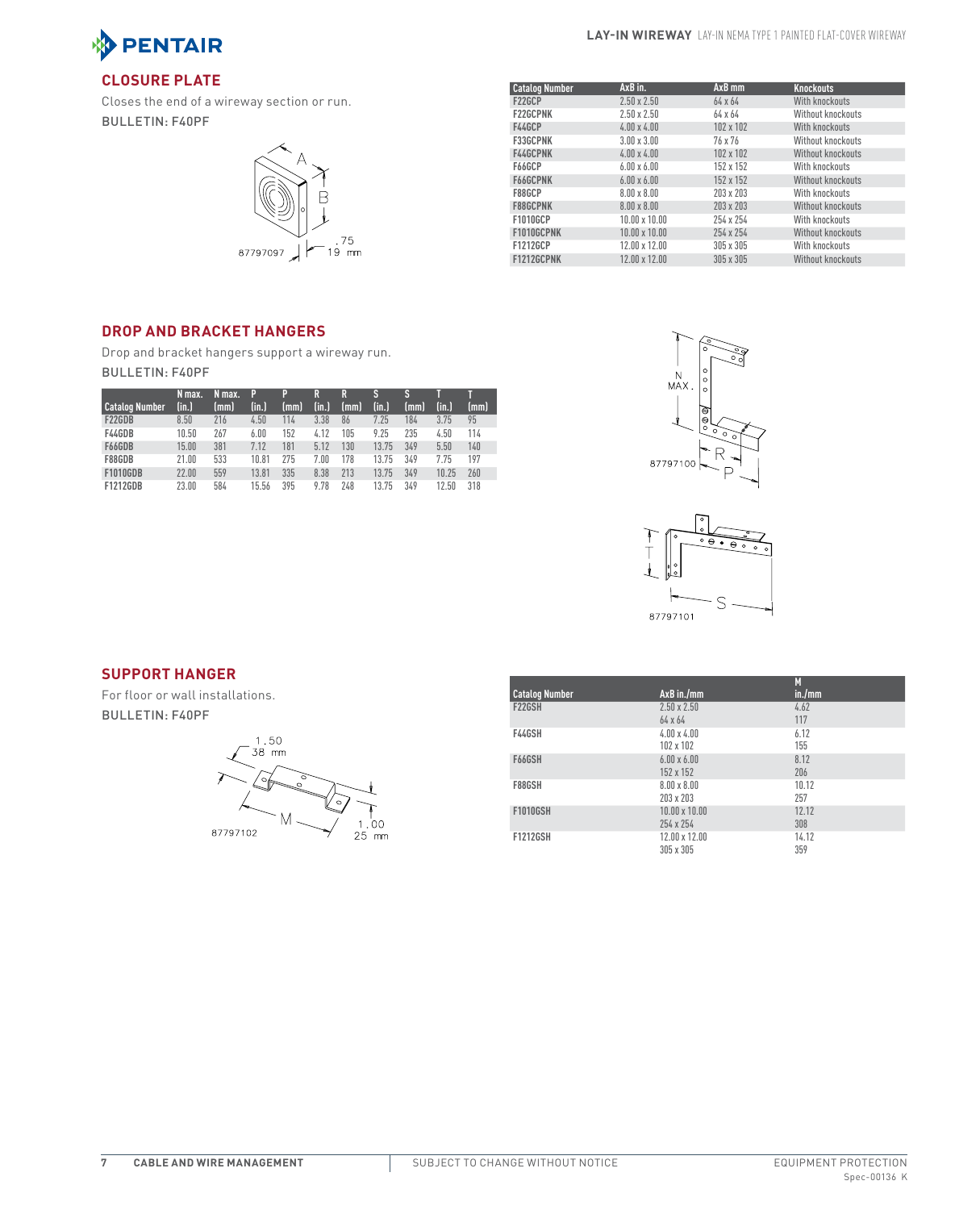## CLOSURE PLATE

Closes the end of a wireway section or run.

BULLETIN: F40PF

| Catalog Number | AxB in. | AxB mm | Knockouts |
|---|---|---|---|
| F22GCP | 2.50 x 2.50 | 64 x 64 | With knockouts |
| F22GCPNK | 2.50 x 2.50 | 64 x 64 | Without knockouts |
| F44GCP | 4.00 x 4.00 | 102 x 102 | With knockouts |
| F33GCPNK | 3.00 x 3.00 | 76 x 76 | Without knockouts |
| F44GCPNK | 4.00 x 4.00 | 102 x 102 | Without knockouts |
| F66GCP | 6.00 x 6.00 | 152 x 152 | With knockouts |
| F66GCPNK | 6.00 x 6.00 | 152 x 152 | Without knockouts |
| F88GCP | 8.00 x 8.00 | 203 x 203 | With knockouts |
| F88GCPNK | 8.00 x 8.00 | 203 x 203 | Without knockouts |
| F1010GCP | 10.00 x 10.00 | 254 x 254 | With knockouts |
| F1010GCPNK | 10.00 x 10.00 | 254 x 254 | Without knockouts |
| F1212GCP | 12.00 x 12.00 | 305 x 305 | With knockouts |
| F1212GCPNK | 12.00 x 12.00 | 305 x 305 | Without knockouts |

## DROP AND BRACKET HANGERS

Drop and bracket hangers support a wireway run.

BULLETIN: F40PF

| Catalog Number | N max. (in.) | N max. (mm) | P (in.) | P (mm) | R (in.) | R (mm) | S (in.) | S (mm) | T (in.) | T (mm) |
|---|---|---|---|---|---|---|---|---|---|---|
| F22GDB | 8.50 | 216 | 4.50 | 114 | 3.38 | 86 | 7.25 | 184 | 3.75 | 95 |
| F44GDB | 10.50 | 267 | 6.00 | 152 | 4.12 | 105 | 9.25 | 235 | 4.50 | 114 |
| F66GDB | 15.00 | 381 | 7.12 | 181 | 5.12 | 130 | 13.75 | 349 | 5.50 | 140 |
| F88GDB | 21.00 | 533 | 10.81 | 275 | 7.00 | 178 | 13.75 | 349 | 7.75 | 197 |
| F1010GDB | 22.00 | 559 | 13.81 | 335 | 8.38 | 213 | 13.75 | 349 | 10.25 | 260 |
| F1212GDB | 23.00 | 584 | 15.56 | 395 | 9.78 | 248 | 13.75 | 349 | 12.50 | 318 |

## SUPPORT HANGER

For floor or wall installations.

BULLETIN: F40PF

| Catalog Number | AxB in./mm | M in./mm |
|---|---|---|
| F22GSH | 2.50 x 2.50<br>64 x 64 | 4.62<br>117 |
| F44GSH | 4.00 x 4.00<br>102 x 102 | 6.12<br>155 |
| F66GSH | 6.00 x 6.00<br>152 x 152 | 8.12<br>206 |
| F88GSH | 8.00 x 8.00<br>203 x 203 | 10.12<br>257 |
| F1010GSH | 10.00 x 10.00<br>254 x 254 | 12.12<br>308 |
| F1212GSH | 12.00 x 12.00<br>305 x 305 | 14.12<br>359 |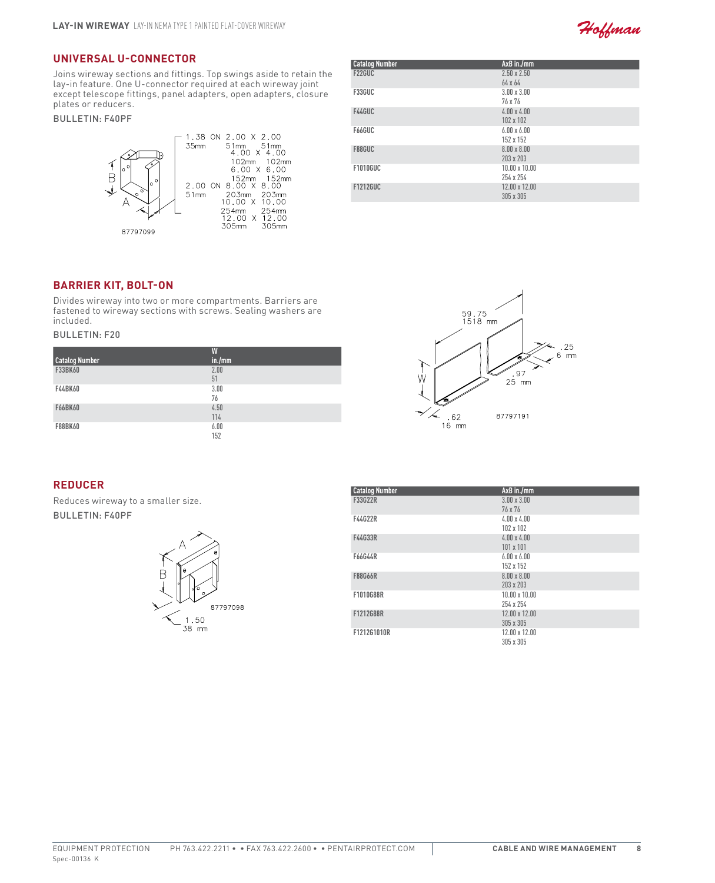## UNIVERSAL U-CONNECTOR

Joins wireway sections and fittings. Top swings aside to retain the lay-in feature. One U-connector required at each wireway joint except telescope fittings, panel adapters, open adapters, closure plates or reducers.

BULLETIN: F40PF

1.38 ON 2.00 X 2.00
35mm 51mm 51mm
4.00 X 4.00
102mm 102mm
6.00 X 6.00
152mm 152mm
2.00 ON 8.00 X 8.00
51mm 203mm 203mm
10.00 X 10.00
254mm 254mm
12.00 X 12.00
305mm 305mm

87797099

| Catalog Number | AxB in./mm |
|---|---|
| F22GUC | 2.50 x 2.50<br>64 x 64 |
| F33GUC | 3.00 x 3.00<br>76 x 76 |
| F44GUC | 4.00 x 4.00<br>102 x 102 |
| F66GUC | 6.00 x 6.00<br>152 x 152 |
| F88GUC | 8.00 x 8.00<br>203 x 203 |
| F1010GUC | 10.00 x 10.00<br>254 x 254 |
| F1212GUC | 12.00 x 12.00<br>305 x 305 |

## BARRIER KIT, BOLT-ON

Divides wireway into two or more compartments. Barriers are fastened to wireway sections with screws. Sealing washers are included.

BULLETIN: F20

| Catalog Number | W<br>in./mm |
|---|---|
| F33BK60 | 2.00<br>51 |
| F44BK60 | 3.00<br>76 |
| F66BK60 | 4.50<br>114 |
| F88BK60 | 6.00<br>152 |

59.75
1518 mm
.25
6 mm
.97
25 mm
W
.62
16 mm
87797191

## REDUCER

Reduces wireway to a smaller size.

BULLETIN: F40PF

A
B
87797098
1.50
38 mm

| Catalog Number | AxB in./mm |
|---|---|
| F33G22R | 3.00 x 3.00<br>76 x 76 |
| F44G22R | 4.00 x 4.00<br>102 x 102 |
| F44G33R | 4.00 x 4.00<br>101 x 101 |
| F66G44R | 6.00 x 6.00<br>152 x 152 |
| F88G66R | 8.00 x 8.00<br>203 x 203 |
| F1010G88R | 10.00 x 10.00<br>254 x 254 |
| F1212G88R | 12.00 x 12.00<br>305 x 305 |
| F1212G1010R | 12.00 x 12.00<br>305 x 305 |